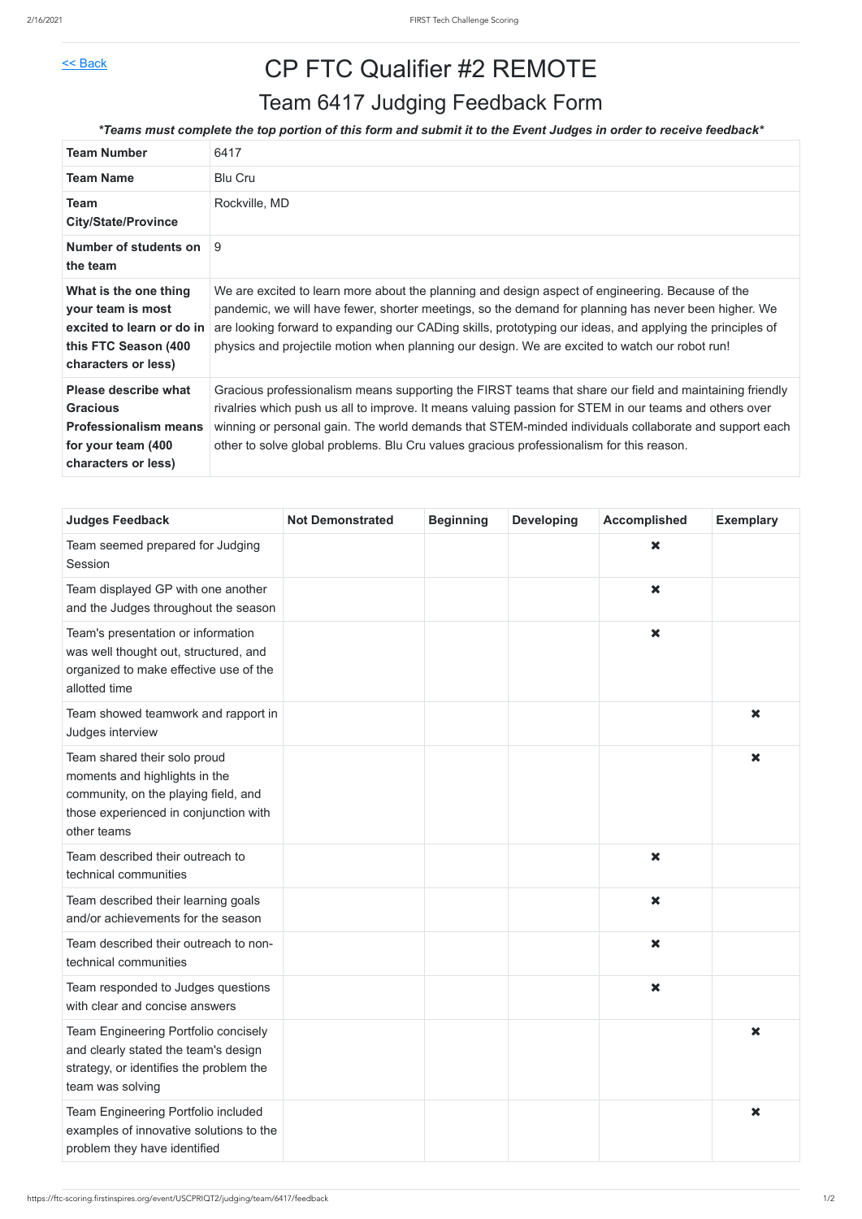<< Back

# CP FTC Qualifier #2 REMOTE

## Team 6417 Judging Feedback Form

***Teams must complete the top portion of this form and submit it to the Event Judges in order to receive feedback***

| **Team Number** | 6417 |
|---|---|
| **Team Name** | Blu Cru |
| **Team City/State/Province** | Rockville, MD |
| **Number of students on the team** | 9 |
| **What is the one thing your team is most excited to learn or do in this FTC Season (400 characters or less)** | We are excited to learn more about the planning and design aspect of engineering. Because of the pandemic, we will have fewer, shorter meetings, so the demand for planning has never been higher. We are looking forward to expanding our CADing skills, prototyping our ideas, and applying the principles of physics and projectile motion when planning our design. We are excited to watch our robot run! |
| **Please describe what Gracious Professionalism means for your team (400 characters or less)** | Gracious professionalism means supporting the FIRST teams that share our field and maintaining friendly rivalries which push us all to improve. It means valuing passion for STEM in our teams and others over winning or personal gain. The world demands that STEM-minded individuals collaborate and support each other to solve global problems. Blu Cru values gracious professionalism for this reason. |

| **Judges Feedback** | **Not Demonstrated** | **Beginning** | **Developing** | **Accomplished** | **Exemplary** |
|---|---|---|---|---|---|
| Team seemed prepared for Judging Session | | | | ✖ | |
| Team displayed GP with one another and the Judges throughout the season | | | | ✖ | |
| Team's presentation or information was well thought out, structured, and organized to make effective use of the allotted time | | | | ✖ | |
| Team showed teamwork and rapport in Judges interview | | | | | ✖ |
| Team shared their solo proud moments and highlights in the community, on the playing field, and those experienced in conjunction with other teams | | | | | ✖ |
| Team described their outreach to technical communities | | | | ✖ | |
| Team described their learning goals and/or achievements for the season | | | | ✖ | |
| Team described their outreach to non-technical communities | | | | ✖ | |
| Team responded to Judges questions with clear and concise answers | | | | ✖ | |
| Team Engineering Portfolio concisely and clearly stated the team's design strategy, or identifies the problem the team was solving | | | | | ✖ |
| Team Engineering Portfolio included examples of innovative solutions to the problem they have identified | | | | | ✖ |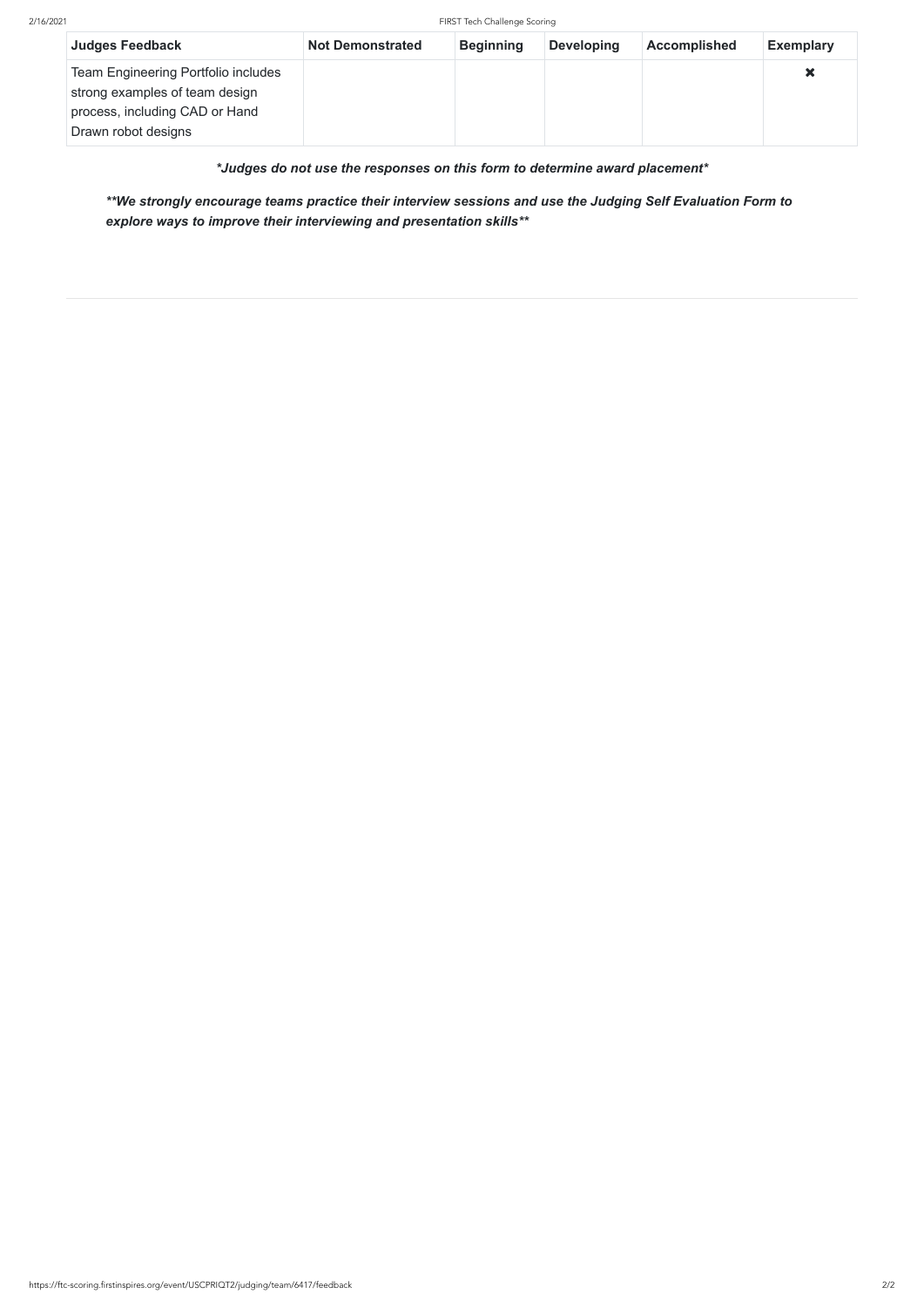| Judges Feedback | Not Demonstrated | Beginning | Developing | Accomplished | Exemplary |
|---|---|---|---|---|---|
| Team Engineering Portfolio includes strong examples of team design process, including CAD or Hand Drawn robot designs | | | | | ✖ |

***Judges do not use the responses on this form to determine award placement***

***We strongly encourage teams practice their interview sessions and use the Judging Self Evaluation Form to explore ways to improve their interviewing and presentation skills***